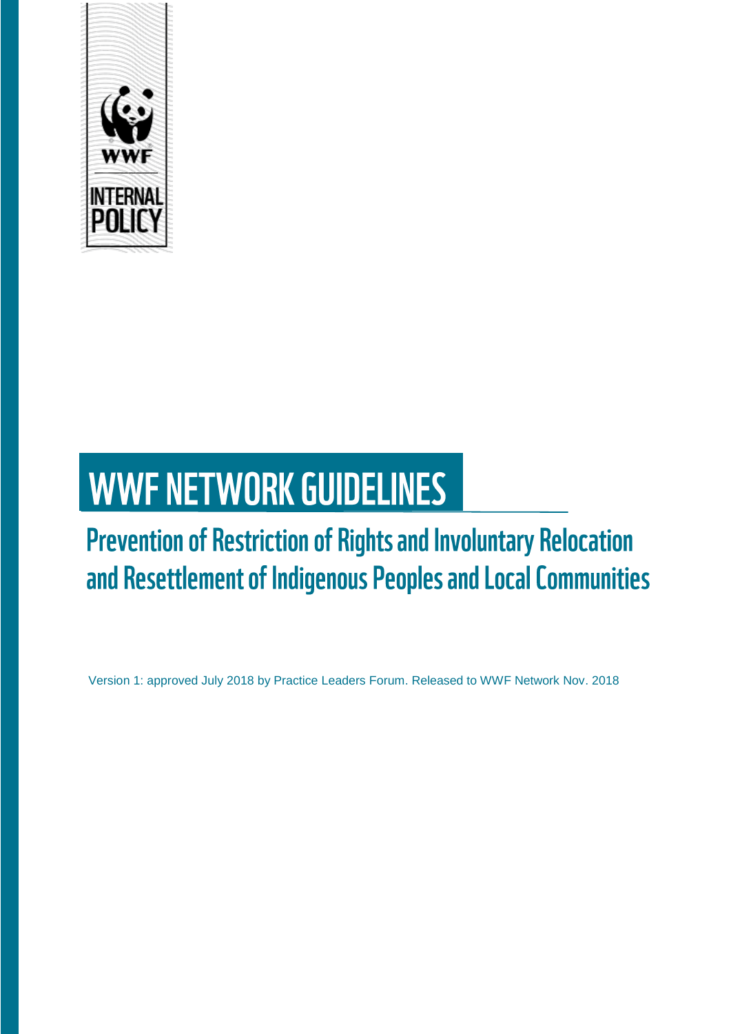WWF

INTERNAL POLICY

# WWF NETWORK GUIDELINES

## Prevention of Restriction of Rights and Involuntary Relocation and Resettlement of Indigenous Peoples and Local Communities

Version 1: approved July 2018 by Practice Leaders Forum. Released to WWF Network Nov. 2018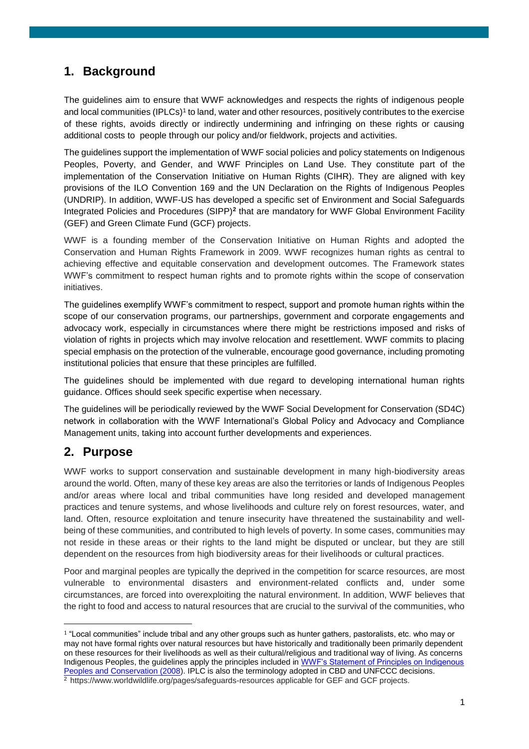## 1. Background

The guidelines aim to ensure that WWF acknowledges and respects the rights of indigenous people and local communities (IPLCs)[1] to land, water and other resources, positively contributes to the exercise of these rights, avoids directly or indirectly undermining and infringing on these rights or causing additional costs to people through our policy and/or fieldwork, projects and activities.

The guidelines support the implementation of WWF social policies and policy statements on Indigenous Peoples, Poverty, and Gender, and WWF Principles on Land Use. They constitute part of the implementation of the Conservation Initiative on Human Rights (CIHR). They are aligned with key provisions of the ILO Convention 169 and the UN Declaration on the Rights of Indigenous Peoples (UNDRIP). In addition, WWF-US has developed a specific set of Environment and Social Safeguards Integrated Policies and Procedures (SIPP)[2] that are mandatory for WWF Global Environment Facility (GEF) and Green Climate Fund (GCF) projects.

WWF is a founding member of the Conservation Initiative on Human Rights and adopted the Conservation and Human Rights Framework in 2009. WWF recognizes human rights as central to achieving effective and equitable conservation and development outcomes. The Framework states WWF's commitment to respect human rights and to promote rights within the scope of conservation initiatives.

The guidelines exemplify WWF's commitment to respect, support and promote human rights within the scope of our conservation programs, our partnerships, government and corporate engagements and advocacy work, especially in circumstances where there might be restrictions imposed and risks of violation of rights in projects which may involve relocation and resettlement. WWF commits to placing special emphasis on the protection of the vulnerable, encourage good governance, including promoting institutional policies that ensure that these principles are fulfilled.

The guidelines should be implemented with due regard to developing international human rights guidance. Offices should seek specific expertise when necessary.

The guidelines will be periodically reviewed by the WWF Social Development for Conservation (SD4C) network in collaboration with the WWF International's Global Policy and Advocacy and Compliance Management units, taking into account further developments and experiences.

## 2. Purpose

WWF works to support conservation and sustainable development in many high-biodiversity areas around the world. Often, many of these key areas are also the territories or lands of Indigenous Peoples and/or areas where local and tribal communities have long resided and developed management practices and tenure systems, and whose livelihoods and culture rely on forest resources, water, and land. Often, resource exploitation and tenure insecurity have threatened the sustainability and well-being of these communities, and contributed to high levels of poverty. In some cases, communities may not reside in these areas or their rights to the land might be disputed or unclear, but they are still dependent on the resources from high biodiversity areas for their livelihoods or cultural practices.

Poor and marginal peoples are typically the deprived in the competition for scarce resources, are most vulnerable to environmental disasters and environment-related conflicts and, under some circumstances, are forced into overexploiting the natural environment. In addition, WWF believes that the right to food and access to natural resources that are crucial to the survival of the communities, who

---

[1] "Local communities" include tribal and any other groups such as hunter gathers, pastoralists, etc. who may or may not have formal rights over natural resources but have historically and traditionally been primarily dependent on these resources for their livelihoods as well as their cultural/religious and traditional way of living. As concerns Indigenous Peoples, the guidelines apply the principles included in WWF's Statement of Principles on Indigenous Peoples and Conservation (2008). IPLC is also the terminology adopted in CBD and UNFCCC decisions.

[2] https://www.worldwildlife.org/pages/safeguards-resources applicable for GEF and GCF projects.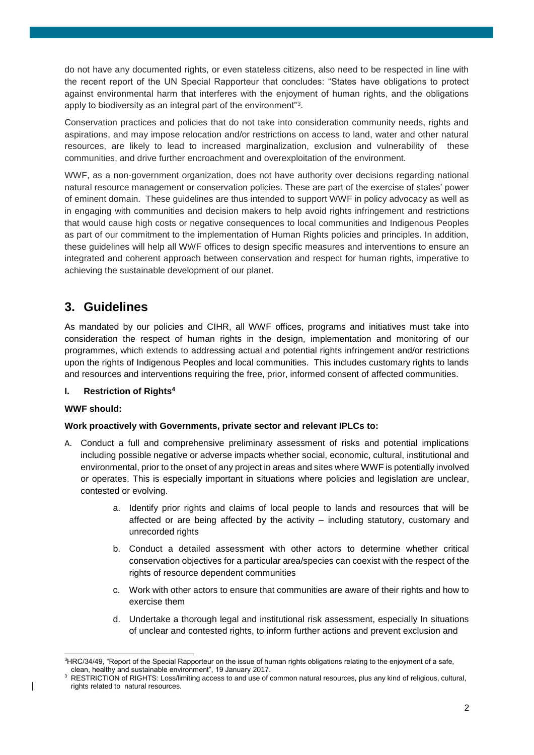do not have any documented rights, or even stateless citizens, also need to be respected in line with the recent report of the UN Special Rapporteur that concludes: “States have obligations to protect against environmental harm that interferes with the enjoyment of human rights, and the obligations apply to biodiversity as an integral part of the environment”[3].

Conservation practices and policies that do not take into consideration community needs, rights and aspirations, and may impose relocation and/or restrictions on access to land, water and other natural resources, are likely to lead to increased marginalization, exclusion and vulnerability of these communities, and drive further encroachment and overexploitation of the environment.

WWF, as a non-government organization, does not have authority over decisions regarding national natural resource management or conservation policies. These are part of the exercise of states’ power of eminent domain. These guidelines are thus intended to support WWF in policy advocacy as well as in engaging with communities and decision makers to help avoid rights infringement and restrictions that would cause high costs or negative consequences to local communities and Indigenous Peoples as part of our commitment to the implementation of Human Rights policies and principles. In addition, these guidelines will help all WWF offices to design specific measures and interventions to ensure an integrated and coherent approach between conservation and respect for human rights, imperative to achieving the sustainable development of our planet.

## 3. Guidelines

As mandated by our policies and CIHR, all WWF offices, programs and initiatives must take into consideration the respect of human rights in the design, implementation and monitoring of our programmes, which extends to addressing actual and potential rights infringement and/or restrictions upon the rights of Indigenous Peoples and local communities. This includes customary rights to lands and resources and interventions requiring the free, prior, informed consent of affected communities.

### I. Restriction of Rights[4]

**WWF should:**

**Work proactively with Governments, private sector and relevant IPLCs to:**

A. Conduct a full and comprehensive preliminary assessment of risks and potential implications including possible negative or adverse impacts whether social, economic, cultural, institutional and environmental, prior to the onset of any project in areas and sites where WWF is potentially involved or operates. This is especially important in situations where policies and legislation are unclear, contested or evolving.

   a. Identify prior rights and claims of local people to lands and resources that will be affected or are being affected by the activity – including statutory, customary and unrecorded rights

   b. Conduct a detailed assessment with other actors to determine whether critical conservation objectives for a particular area/species can coexist with the respect of the rights of resource dependent communities

   c. Work with other actors to ensure that communities are aware of their rights and how to exercise them

   d. Undertake a thorough legal and institutional risk assessment, especially In situations of unclear and contested rights, to inform further actions and prevent exclusion and

---

[3]HRC/34/49, “Report of the Special Rapporteur on the issue of human rights obligations relating to the enjoyment of a safe, clean, healthy and sustainable environment”, 19 January 2017.

[3] RESTRICTION of RIGHTS: Loss/limiting access to and use of common natural resources, plus any kind of religious, cultural, rights related to natural resources.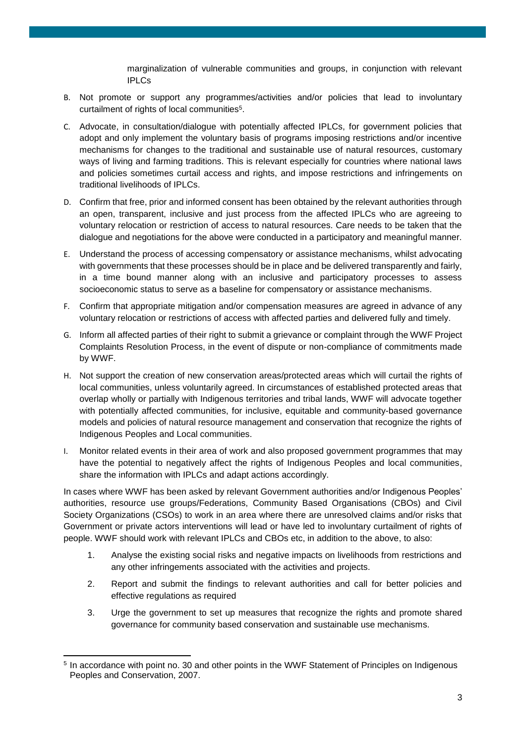marginalization of vulnerable communities and groups, in conjunction with relevant IPLCs

B. Not promote or support any programmes/activities and/or policies that lead to involuntary curtailment of rights of local communities[5].

C. Advocate, in consultation/dialogue with potentially affected IPLCs, for government policies that adopt and only implement the voluntary basis of programs imposing restrictions and/or incentive mechanisms for changes to the traditional and sustainable use of natural resources, customary ways of living and farming traditions. This is relevant especially for countries where national laws and policies sometimes curtail access and rights, and impose restrictions and infringements on traditional livelihoods of IPLCs.

D. Confirm that free, prior and informed consent has been obtained by the relevant authorities through an open, transparent, inclusive and just process from the affected IPLCs who are agreeing to voluntary relocation or restriction of access to natural resources. Care needs to be taken that the dialogue and negotiations for the above were conducted in a participatory and meaningful manner.

E. Understand the process of accessing compensatory or assistance mechanisms, whilst advocating with governments that these processes should be in place and be delivered transparently and fairly, in a time bound manner along with an inclusive and participatory processes to assess socioeconomic status to serve as a baseline for compensatory or assistance mechanisms.

F. Confirm that appropriate mitigation and/or compensation measures are agreed in advance of any voluntary relocation or restrictions of access with affected parties and delivered fully and timely.

G. Inform all affected parties of their right to submit a grievance or complaint through the WWF Project Complaints Resolution Process, in the event of dispute or non-compliance of commitments made by WWF.

H. Not support the creation of new conservation areas/protected areas which will curtail the rights of local communities, unless voluntarily agreed. In circumstances of established protected areas that overlap wholly or partially with Indigenous territories and tribal lands, WWF will advocate together with potentially affected communities, for inclusive, equitable and community-based governance models and policies of natural resource management and conservation that recognize the rights of Indigenous Peoples and Local communities.

I. Monitor related events in their area of work and also proposed government programmes that may have the potential to negatively affect the rights of Indigenous Peoples and local communities, share the information with IPLCs and adapt actions accordingly.

In cases where WWF has been asked by relevant Government authorities and/or Indigenous Peoples' authorities, resource use groups/Federations, Community Based Organisations (CBOs) and Civil Society Organizations (CSOs) to work in an area where there are unresolved claims and/or risks that Government or private actors interventions will lead or have led to involuntary curtailment of rights of people. WWF should work with relevant IPLCs and CBOs etc, in addition to the above, to also:

1. Analyse the existing social risks and negative impacts on livelihoods from restrictions and any other infringements associated with the activities and projects.
2. Report and submit the findings to relevant authorities and call for better policies and effective regulations as required
3. Urge the government to set up measures that recognize the rights and promote shared governance for community based conservation and sustainable use mechanisms.

[5] In accordance with point no. 30 and other points in the WWF Statement of Principles on Indigenous Peoples and Conservation, 2007.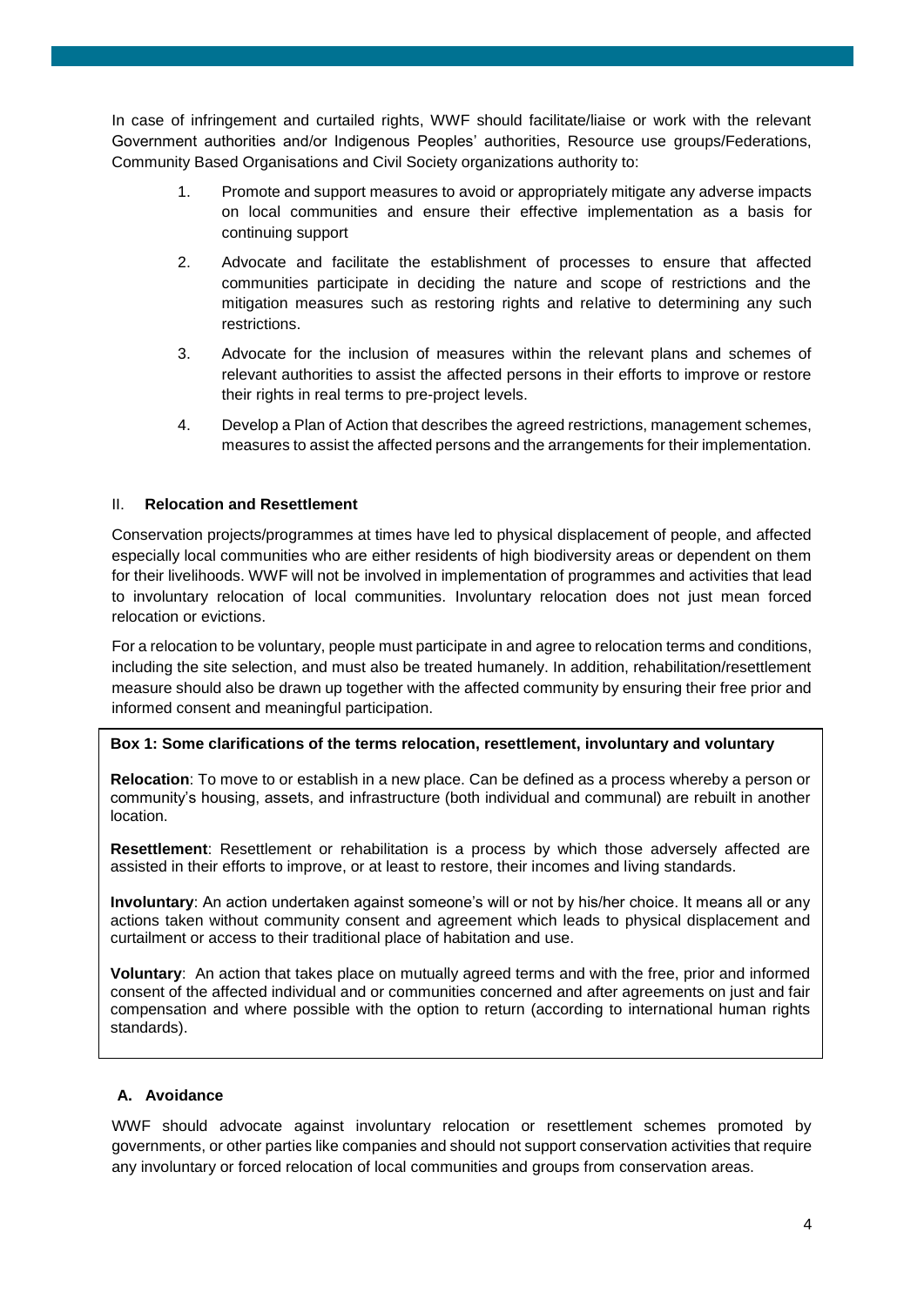In case of infringement and curtailed rights, WWF should facilitate/liaise or work with the relevant Government authorities and/or Indigenous Peoples' authorities, Resource use groups/Federations, Community Based Organisations and Civil Society organizations authority to:

1. Promote and support measures to avoid or appropriately mitigate any adverse impacts on local communities and ensure their effective implementation as a basis for continuing support
2. Advocate and facilitate the establishment of processes to ensure that affected communities participate in deciding the nature and scope of restrictions and the mitigation measures such as restoring rights and relative to determining any such restrictions.
3. Advocate for the inclusion of measures within the relevant plans and schemes of relevant authorities to assist the affected persons in their efforts to improve or restore their rights in real terms to pre-project levels.
4. Develop a Plan of Action that describes the agreed restrictions, management schemes, measures to assist the affected persons and the arrangements for their implementation.

## II. Relocation and Resettlement

Conservation projects/programmes at times have led to physical displacement of people, and affected especially local communities who are either residents of high biodiversity areas or dependent on them for their livelihoods. WWF will not be involved in implementation of programmes and activities that lead to involuntary relocation of local communities. Involuntary relocation does not just mean forced relocation or evictions.

For a relocation to be voluntary, people must participate in and agree to relocation terms and conditions, including the site selection, and must also be treated humanely. In addition, rehabilitation/resettlement measure should also be drawn up together with the affected community by ensuring their free prior and informed consent and meaningful participation.

**Box 1: Some clarifications of the terms relocation, resettlement, involuntary and voluntary**

**Relocation**: To move to or establish in a new place. Can be defined as a process whereby a person or community's housing, assets, and infrastructure (both individual and communal) are rebuilt in another location.

**Resettlement**: Resettlement or rehabilitation is a process by which those adversely affected are assisted in their efforts to improve, or at least to restore, their incomes and living standards.

**Involuntary**: An action undertaken against someone's will or not by his/her choice. It means all or any actions taken without community consent and agreement which leads to physical displacement and curtailment or access to their traditional place of habitation and use.

**Voluntary**: An action that takes place on mutually agreed terms and with the free, prior and informed consent of the affected individual and or communities concerned and after agreements on just and fair compensation and where possible with the option to return (according to international human rights standards).

### A. Avoidance

WWF should advocate against involuntary relocation or resettlement schemes promoted by governments, or other parties like companies and should not support conservation activities that require any involuntary or forced relocation of local communities and groups from conservation areas.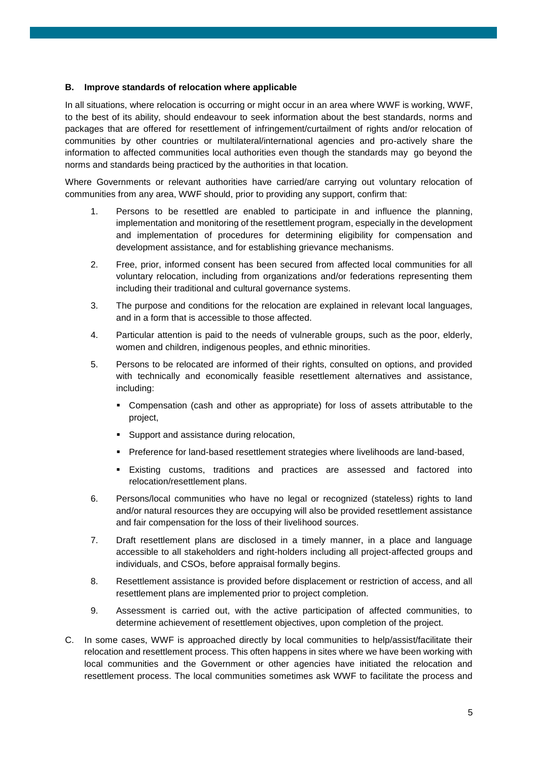**B. Improve standards of relocation where applicable**

In all situations, where relocation is occurring or might occur in an area where WWF is working, WWF, to the best of its ability, should endeavour to seek information about the best standards, norms and packages that are offered for resettlement of infringement/curtailment of rights and/or relocation of communities by other countries or multilateral/international agencies and pro-actively share the information to affected communities local authorities even though the standards may go beyond the norms and standards being practiced by the authorities in that location.

Where Governments or relevant authorities have carried/are carrying out voluntary relocation of communities from any area, WWF should, prior to providing any support, confirm that:

1. Persons to be resettled are enabled to participate in and influence the planning, implementation and monitoring of the resettlement program, especially in the development and implementation of procedures for determining eligibility for compensation and development assistance, and for establishing grievance mechanisms.
2. Free, prior, informed consent has been secured from affected local communities for all voluntary relocation, including from organizations and/or federations representing them including their traditional and cultural governance systems.
3. The purpose and conditions for the relocation are explained in relevant local languages, and in a form that is accessible to those affected.
4. Particular attention is paid to the needs of vulnerable groups, such as the poor, elderly, women and children, indigenous peoples, and ethnic minorities.
5. Persons to be relocated are informed of their rights, consulted on options, and provided with technically and economically feasible resettlement alternatives and assistance, including:
   - Compensation (cash and other as appropriate) for loss of assets attributable to the project,
   - Support and assistance during relocation,
   - Preference for land-based resettlement strategies where livelihoods are land-based,
   - Existing customs, traditions and practices are assessed and factored into relocation/resettlement plans.
6. Persons/local communities who have no legal or recognized (stateless) rights to land and/or natural resources they are occupying will also be provided resettlement assistance and fair compensation for the loss of their livelihood sources.
7. Draft resettlement plans are disclosed in a timely manner, in a place and language accessible to all stakeholders and right-holders including all project-affected groups and individuals, and CSOs, before appraisal formally begins.
8. Resettlement assistance is provided before displacement or restriction of access, and all resettlement plans are implemented prior to project completion.
9. Assessment is carried out, with the active participation of affected communities, to determine achievement of resettlement objectives, upon completion of the project.

C. In some cases, WWF is approached directly by local communities to help/assist/facilitate their relocation and resettlement process. This often happens in sites where we have been working with local communities and the Government or other agencies have initiated the relocation and resettlement process. The local communities sometimes ask WWF to facilitate the process and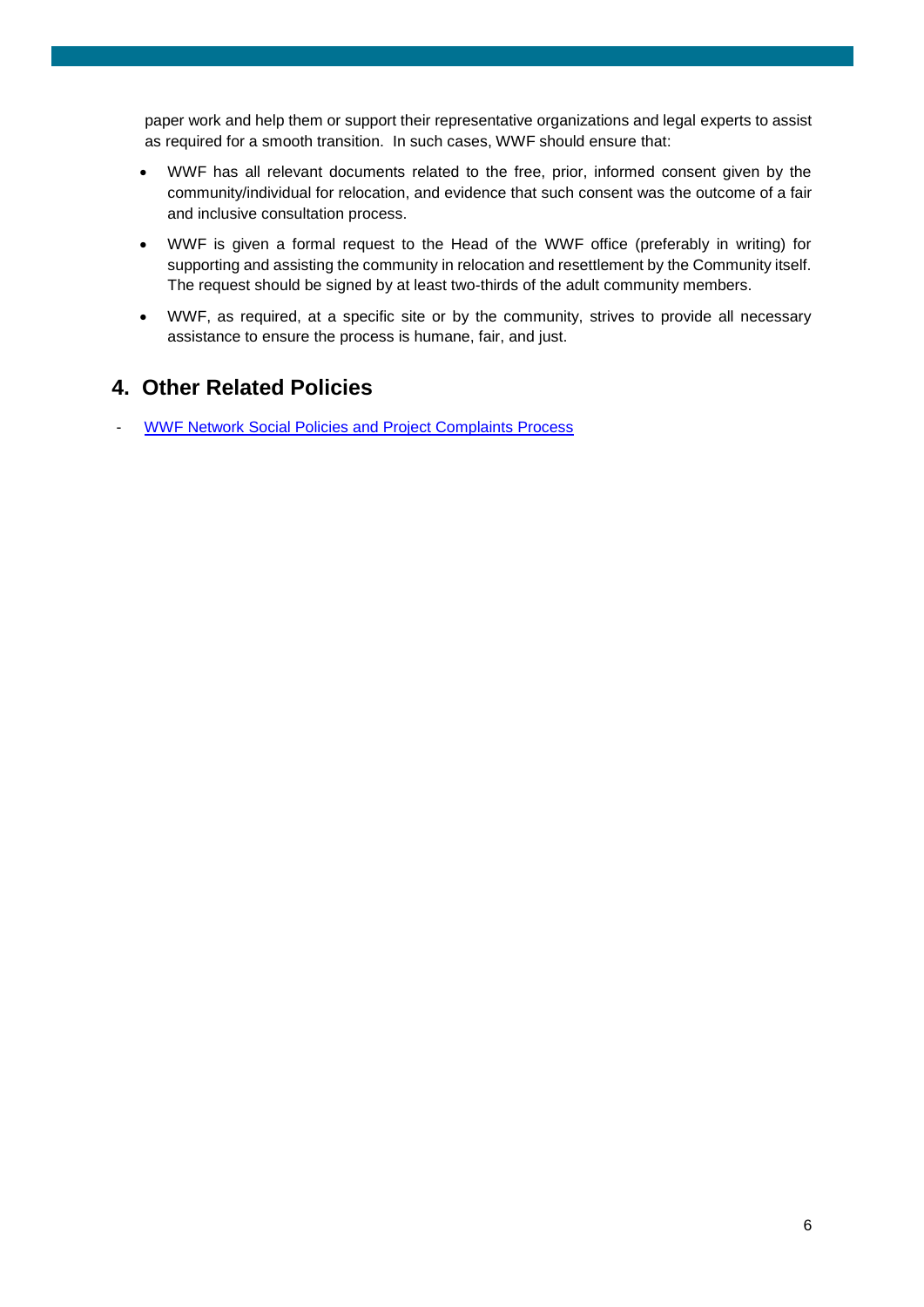paper work and help them or support their representative organizations and legal experts to assist as required for a smooth transition. In such cases, WWF should ensure that:

- WWF has all relevant documents related to the free, prior, informed consent given by the community/individual for relocation, and evidence that such consent was the outcome of a fair and inclusive consultation process.
- WWF is given a formal request to the Head of the WWF office (preferably in writing) for supporting and assisting the community in relocation and resettlement by the Community itself. The request should be signed by at least two-thirds of the adult community members.
- WWF, as required, at a specific site or by the community, strives to provide all necessary assistance to ensure the process is humane, fair, and just.

## 4. Other Related Policies

- WWF Network Social Policies and Project Complaints Process